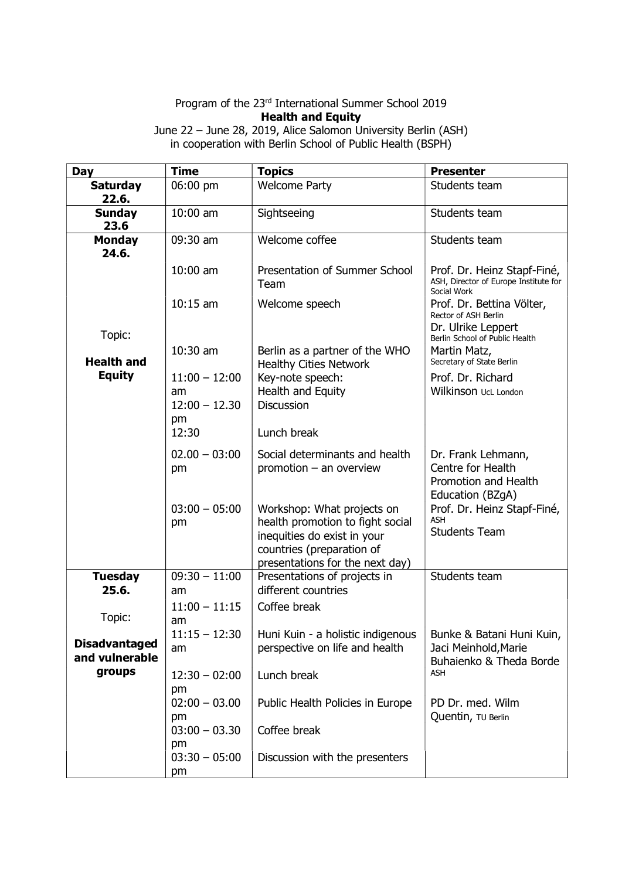Program of the 23rd International Summer School 2019

**Health and Equity**

June 22 – June 28, 2019, Alice Salomon University Berlin (ASH)
in cooperation with Berlin School of Public Health (BSPH)

| Day | Time | Topics | Presenter |
|---|---|---|---|
| **Saturday 22.6.** | 06:00 pm | Welcome Party | Students team |
| **Sunday 23.6** | 10:00 am | Sightseeing | Students team |
| **Monday 24.6.** | 09:30 am | Welcome coffee | Students team |
| | 10:00 am | Presentation of Summer School Team | Prof. Dr. Heinz Stapf-Finé, ASH, Director of Europe Institute for Social Work |
| Topic: | 10:15 am | Welcome speech | Prof. Dr. Bettina Völter, Rector of ASH Berlin<br>Dr. Ulrike Leppert Berlin School of Public Health |
| **Health and Equity** | 10:30 am | Berlin as a partner of the WHO Healthy Cities Network | Martin Matz, Secretary of State Berlin |
| | 11:00 – 12:00 am | Key-note speech: Health and Equity | Prof. Dr. Richard Wilkinson UcL London |
| | 12:00 – 12.30 pm | Discussion | |
| | 12:30 | Lunch break | |
| | 02.00 – 03:00 pm | Social determinants and health promotion – an overview | Dr. Frank Lehmann, Centre for Health Promotion and Health Education (BZgA) |
| | 03:00 – 05:00 pm | Workshop: What projects on health promotion to fight social inequities do exist in your countries (preparation of presentations for the next day) | Prof. Dr. Heinz Stapf-Finé, ASH<br>Students Team |
| **Tuesday 25.6.** | 09:30 – 11:00 am | Presentations of projects in different countries | Students team |
| Topic: | 11:00 – 11:15 am | Coffee break | |
| **Disadvantaged and vulnerable groups** | 11:15 – 12:30 am | Huni Kuin - a holistic indigenous perspective on life and health | Bunke & Batani Huni Kuin, Jaci Meinhold, Marie Buhaienko & Theda Borde ASH |
| | 12:30 – 02:00 pm | Lunch break | |
| | 02:00 – 03.00 pm | Public Health Policies in Europe | PD Dr. med. Wilm Quentin, TU Berlin |
| | 03:00 – 03.30 pm | Coffee break | |
| | 03:30 – 05:00 pm | Discussion with the presenters | |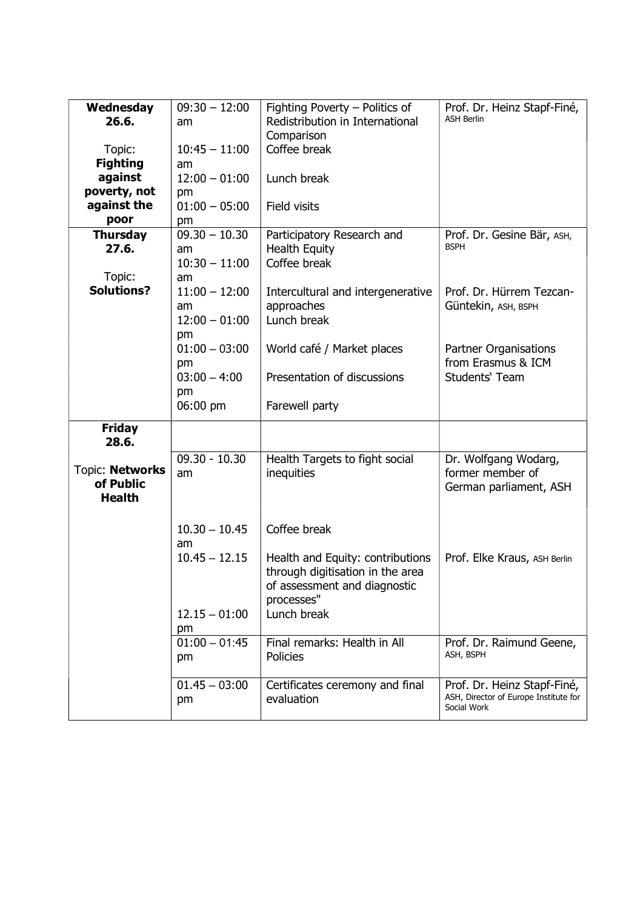| | | | |
|---|---|---|---|
| **Wednesday 26.6.**<br><br>Topic: **Fighting against poverty, not against the poor** | 09:30 – 12:00 am | Fighting Poverty – Politics of Redistribution in International Comparison | Prof. Dr. Heinz Stapf-Finé, ASH Berlin |
| | 10:45 – 11:00 am | Coffee break | |
| | 12:00 – 01:00 pm | Lunch break | |
| | 01:00 – 05:00 pm | Field visits | |
| **Thursday 27.6.**<br><br>Topic: **Solutions?** | 09.30 – 10.30 am | Participatory Research and Health Equity | Prof. Dr. Gesine Bär, ASH, BSPH |
| | 10:30 – 11:00 am | Coffee break | |
| | 11:00 – 12:00 am | Intercultural and intergenerative approaches | Prof. Dr. Hürrem Tezcan-Güntekin, ASH, BSPH |
| | 12:00 – 01:00 pm | Lunch break | |
| | 01:00 – 03:00 pm | World café / Market places | Partner Organisations from Erasmus & ICM |
| | 03:00 – 4:00 pm | Presentation of discussions | Students' Team |
| | 06:00 pm | Farewell party | |
| **Friday 28.6.** | | | |
| Topic: **Networks of Public Health** | 09.30 - 10.30 am | Health Targets to fight social inequities | Dr. Wolfgang Wodarg, former member of German parliament, ASH |
| | 10.30 – 10.45 am | Coffee break | |
| | 10.45 – 12.15 | Health and Equity: contributions through digitisation in the area of assessment and diagnostic processes" | Prof. Elke Kraus, ASH Berlin |
| | 12.15 – 01:00 pm | Lunch break | |
| | 01:00 – 01:45 pm | Final remarks: Health in All Policies | Prof. Dr. Raimund Geene, ASH, BSPH |
| | 01.45 – 03:00 pm | Certificates ceremony and final evaluation | Prof. Dr. Heinz Stapf-Finé, ASH, Director of Europe Institute for Social Work |